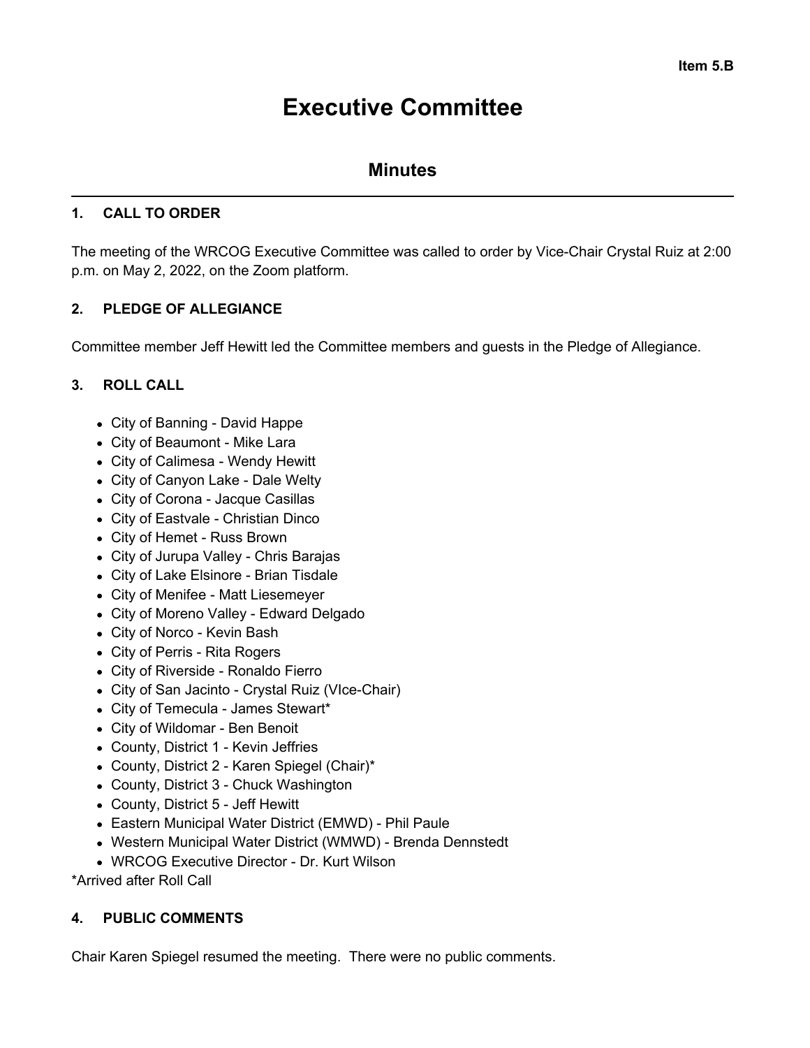Item 5.B

# Executive Committee

## Minutes

### 1. CALL TO ORDER

The meeting of the WRCOG Executive Committee was called to order by Vice-Chair Crystal Ruiz at 2:00 p.m. on May 2, 2022, on the Zoom platform.

### 2. PLEDGE OF ALLEGIANCE

Committee member Jeff Hewitt led the Committee members and guests in the Pledge of Allegiance.

### 3. ROLL CALL

- City of Banning - David Happe
- City of Beaumont - Mike Lara
- City of Calimesa - Wendy Hewitt
- City of Canyon Lake - Dale Welty
- City of Corona - Jacque Casillas
- City of Eastvale - Christian Dinco
- City of Hemet - Russ Brown
- City of Jurupa Valley - Chris Barajas
- City of Lake Elsinore - Brian Tisdale
- City of Menifee - Matt Liesemeyer
- City of Moreno Valley - Edward Delgado
- City of Norco - Kevin Bash
- City of Perris - Rita Rogers
- City of Riverside - Ronaldo Fierro
- City of San Jacinto - Crystal Ruiz (VIce-Chair)
- City of Temecula - James Stewart*
- City of Wildomar - Ben Benoit
- County, District 1 - Kevin Jeffries
- County, District 2 - Karen Spiegel (Chair)*
- County, District 3 - Chuck Washington
- County, District 5 - Jeff Hewitt
- Eastern Municipal Water District (EMWD) - Phil Paule
- Western Municipal Water District (WMWD) - Brenda Dennstedt
- WRCOG Executive Director - Dr. Kurt Wilson

*Arrived after Roll Call

### 4. PUBLIC COMMENTS

Chair Karen Spiegel resumed the meeting. There were no public comments.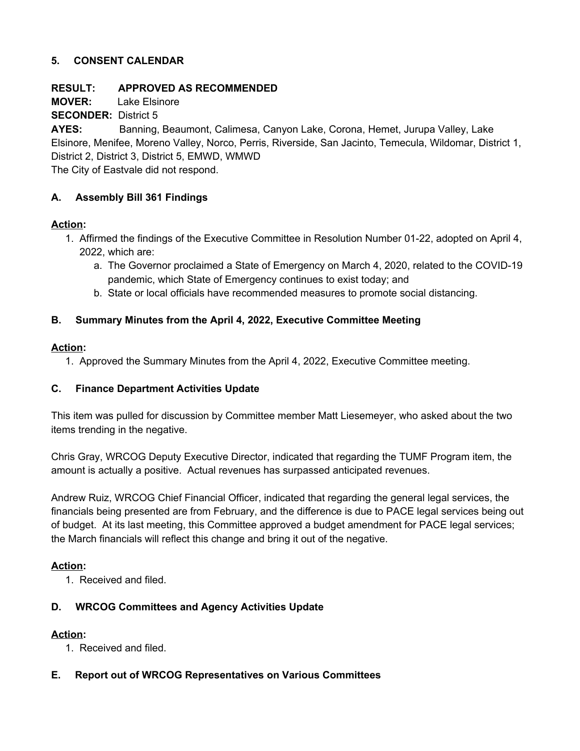## 5. CONSENT CALENDAR

**RESULT:** **APPROVED AS RECOMMENDED**
**MOVER:** Lake Elsinore
**SECONDER:** District 5
**AYES:** Banning, Beaumont, Calimesa, Canyon Lake, Corona, Hemet, Jurupa Valley, Lake Elsinore, Menifee, Moreno Valley, Norco, Perris, Riverside, San Jacinto, Temecula, Wildomar, District 1, District 2, District 3, District 5, EMWD, WMWD
The City of Eastvale did not respond.

### A. Assembly Bill 361 Findings

**Action:**

1. Affirmed the findings of the Executive Committee in Resolution Number 01-22, adopted on April 4, 2022, which are:
   a. The Governor proclaimed a State of Emergency on March 4, 2020, related to the COVID-19 pandemic, which State of Emergency continues to exist today; and
   b. State or local officials have recommended measures to promote social distancing.

### B. Summary Minutes from the April 4, 2022, Executive Committee Meeting

**Action:**

1. Approved the Summary Minutes from the April 4, 2022, Executive Committee meeting.

### C. Finance Department Activities Update

This item was pulled for discussion by Committee member Matt Liesemeyer, who asked about the two items trending in the negative.

Chris Gray, WRCOG Deputy Executive Director, indicated that regarding the TUMF Program item, the amount is actually a positive. Actual revenues has surpassed anticipated revenues.

Andrew Ruiz, WRCOG Chief Financial Officer, indicated that regarding the general legal services, the financials being presented are from February, and the difference is due to PACE legal services being out of budget. At its last meeting, this Committee approved a budget amendment for PACE legal services; the March financials will reflect this change and bring it out of the negative.

**Action:**

1. Received and filed.

### D. WRCOG Committees and Agency Activities Update

**Action:**

1. Received and filed.

### E. Report out of WRCOG Representatives on Various Committees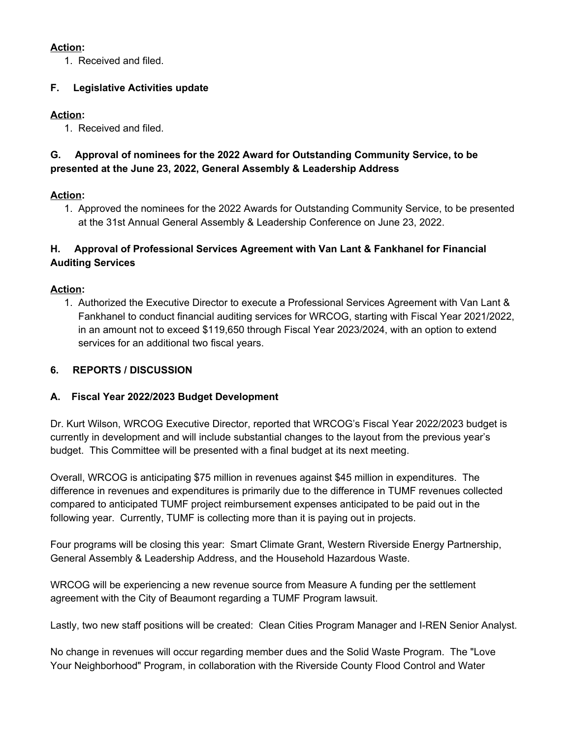**Action:**

1. Received and filed.

### F. Legislative Activities update

**Action:**

1. Received and filed.

### G. Approval of nominees for the 2022 Award for Outstanding Community Service, to be presented at the June 23, 2022, General Assembly & Leadership Address

**Action:**

1. Approved the nominees for the 2022 Awards for Outstanding Community Service, to be presented at the 31st Annual General Assembly & Leadership Conference on June 23, 2022.

### H. Approval of Professional Services Agreement with Van Lant & Fankhanel for Financial Auditing Services

**Action:**

1. Authorized the Executive Director to execute a Professional Services Agreement with Van Lant & Fankhanel to conduct financial auditing services for WRCOG, starting with Fiscal Year 2021/2022, in an amount not to exceed $119,650 through Fiscal Year 2023/2024, with an option to extend services for an additional two fiscal years.

## 6. REPORTS / DISCUSSION

### A. Fiscal Year 2022/2023 Budget Development

Dr. Kurt Wilson, WRCOG Executive Director, reported that WRCOG's Fiscal Year 2022/2023 budget is currently in development and will include substantial changes to the layout from the previous year's budget. This Committee will be presented with a final budget at its next meeting.

Overall, WRCOG is anticipating $75 million in revenues against $45 million in expenditures. The difference in revenues and expenditures is primarily due to the difference in TUMF revenues collected compared to anticipated TUMF project reimbursement expenses anticipated to be paid out in the following year. Currently, TUMF is collecting more than it is paying out in projects.

Four programs will be closing this year: Smart Climate Grant, Western Riverside Energy Partnership, General Assembly & Leadership Address, and the Household Hazardous Waste.

WRCOG will be experiencing a new revenue source from Measure A funding per the settlement agreement with the City of Beaumont regarding a TUMF Program lawsuit.

Lastly, two new staff positions will be created: Clean Cities Program Manager and I-REN Senior Analyst.

No change in revenues will occur regarding member dues and the Solid Waste Program. The "Love Your Neighborhood" Program, in collaboration with the Riverside County Flood Control and Water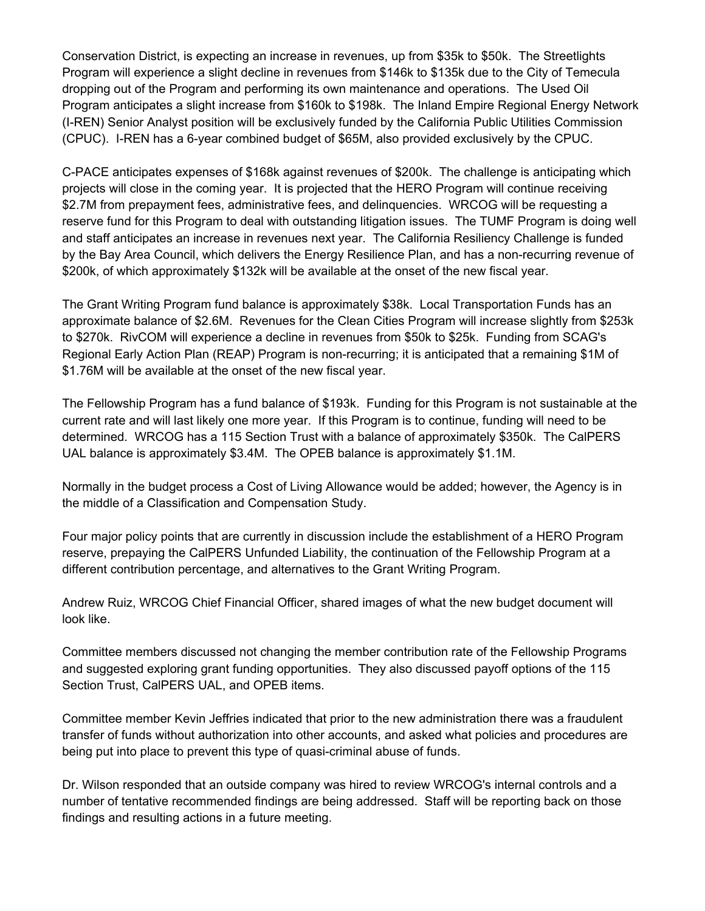Conservation District, is expecting an increase in revenues, up from $35k to $50k. The Streetlights Program will experience a slight decline in revenues from $146k to $135k due to the City of Temecula dropping out of the Program and performing its own maintenance and operations. The Used Oil Program anticipates a slight increase from $160k to $198k. The Inland Empire Regional Energy Network (I-REN) Senior Analyst position will be exclusively funded by the California Public Utilities Commission (CPUC). I-REN has a 6-year combined budget of $65M, also provided exclusively by the CPUC.

C-PACE anticipates expenses of $168k against revenues of $200k. The challenge is anticipating which projects will close in the coming year. It is projected that the HERO Program will continue receiving $2.7M from prepayment fees, administrative fees, and delinquencies. WRCOG will be requesting a reserve fund for this Program to deal with outstanding litigation issues. The TUMF Program is doing well and staff anticipates an increase in revenues next year. The California Resiliency Challenge is funded by the Bay Area Council, which delivers the Energy Resilience Plan, and has a non-recurring revenue of $200k, of which approximately $132k will be available at the onset of the new fiscal year.

The Grant Writing Program fund balance is approximately $38k. Local Transportation Funds has an approximate balance of $2.6M. Revenues for the Clean Cities Program will increase slightly from $253k to $270k. RivCOM will experience a decline in revenues from $50k to $25k. Funding from SCAG's Regional Early Action Plan (REAP) Program is non-recurring; it is anticipated that a remaining $1M of $1.76M will be available at the onset of the new fiscal year.

The Fellowship Program has a fund balance of $193k. Funding for this Program is not sustainable at the current rate and will last likely one more year. If this Program is to continue, funding will need to be determined. WRCOG has a 115 Section Trust with a balance of approximately $350k. The CalPERS UAL balance is approximately $3.4M. The OPEB balance is approximately $1.1M.

Normally in the budget process a Cost of Living Allowance would be added; however, the Agency is in the middle of a Classification and Compensation Study.

Four major policy points that are currently in discussion include the establishment of a HERO Program reserve, prepaying the CalPERS Unfunded Liability, the continuation of the Fellowship Program at a different contribution percentage, and alternatives to the Grant Writing Program.

Andrew Ruiz, WRCOG Chief Financial Officer, shared images of what the new budget document will look like.

Committee members discussed not changing the member contribution rate of the Fellowship Programs and suggested exploring grant funding opportunities. They also discussed payoff options of the 115 Section Trust, CalPERS UAL, and OPEB items.

Committee member Kevin Jeffries indicated that prior to the new administration there was a fraudulent transfer of funds without authorization into other accounts, and asked what policies and procedures are being put into place to prevent this type of quasi-criminal abuse of funds.

Dr. Wilson responded that an outside company was hired to review WRCOG's internal controls and a number of tentative recommended findings are being addressed. Staff will be reporting back on those findings and resulting actions in a future meeting.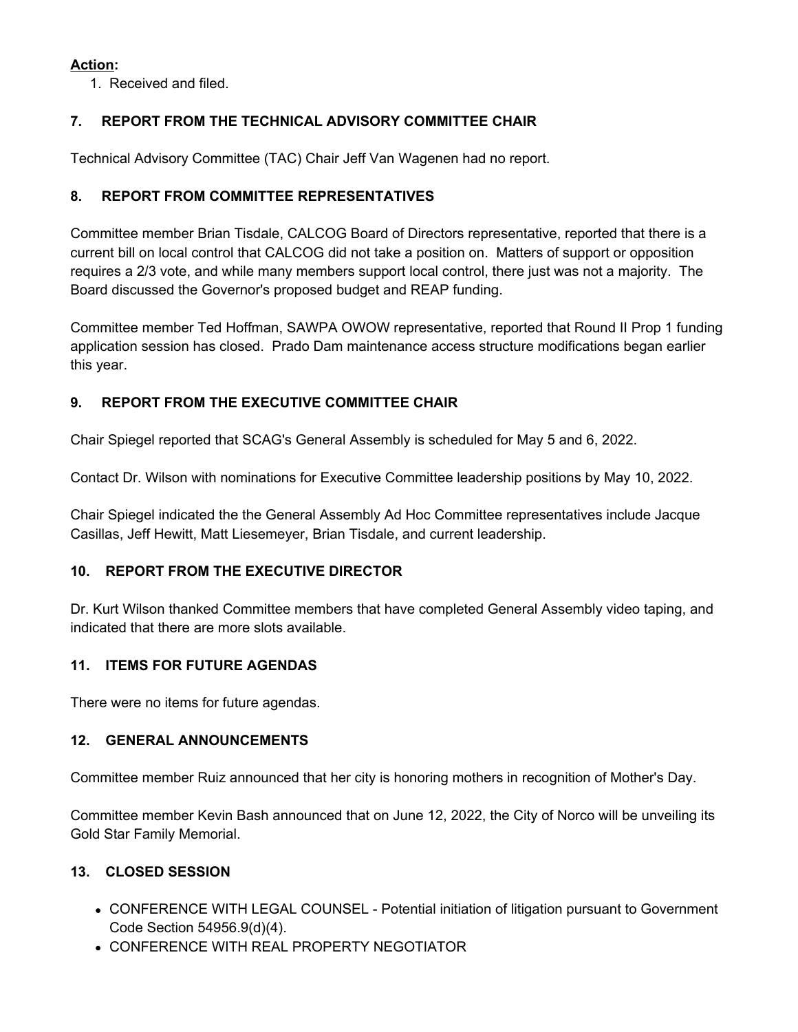**Action:**

1. Received and filed.

### 7. REPORT FROM THE TECHNICAL ADVISORY COMMITTEE CHAIR

Technical Advisory Committee (TAC) Chair Jeff Van Wagenen had no report.

### 8. REPORT FROM COMMITTEE REPRESENTATIVES

Committee member Brian Tisdale, CALCOG Board of Directors representative, reported that there is a current bill on local control that CALCOG did not take a position on. Matters of support or opposition requires a 2/3 vote, and while many members support local control, there just was not a majority. The Board discussed the Governor's proposed budget and REAP funding.

Committee member Ted Hoffman, SAWPA OWOW representative, reported that Round II Prop 1 funding application session has closed. Prado Dam maintenance access structure modifications began earlier this year.

### 9. REPORT FROM THE EXECUTIVE COMMITTEE CHAIR

Chair Spiegel reported that SCAG's General Assembly is scheduled for May 5 and 6, 2022.

Contact Dr. Wilson with nominations for Executive Committee leadership positions by May 10, 2022.

Chair Spiegel indicated the the General Assembly Ad Hoc Committee representatives include Jacque Casillas, Jeff Hewitt, Matt Liesemeyer, Brian Tisdale, and current leadership.

### 10. REPORT FROM THE EXECUTIVE DIRECTOR

Dr. Kurt Wilson thanked Committee members that have completed General Assembly video taping, and indicated that there are more slots available.

### 11. ITEMS FOR FUTURE AGENDAS

There were no items for future agendas.

### 12. GENERAL ANNOUNCEMENTS

Committee member Ruiz announced that her city is honoring mothers in recognition of Mother's Day.

Committee member Kevin Bash announced that on June 12, 2022, the City of Norco will be unveiling its Gold Star Family Memorial.

### 13. CLOSED SESSION

- CONFERENCE WITH LEGAL COUNSEL - Potential initiation of litigation pursuant to Government Code Section 54956.9(d)(4).
- CONFERENCE WITH REAL PROPERTY NEGOTIATOR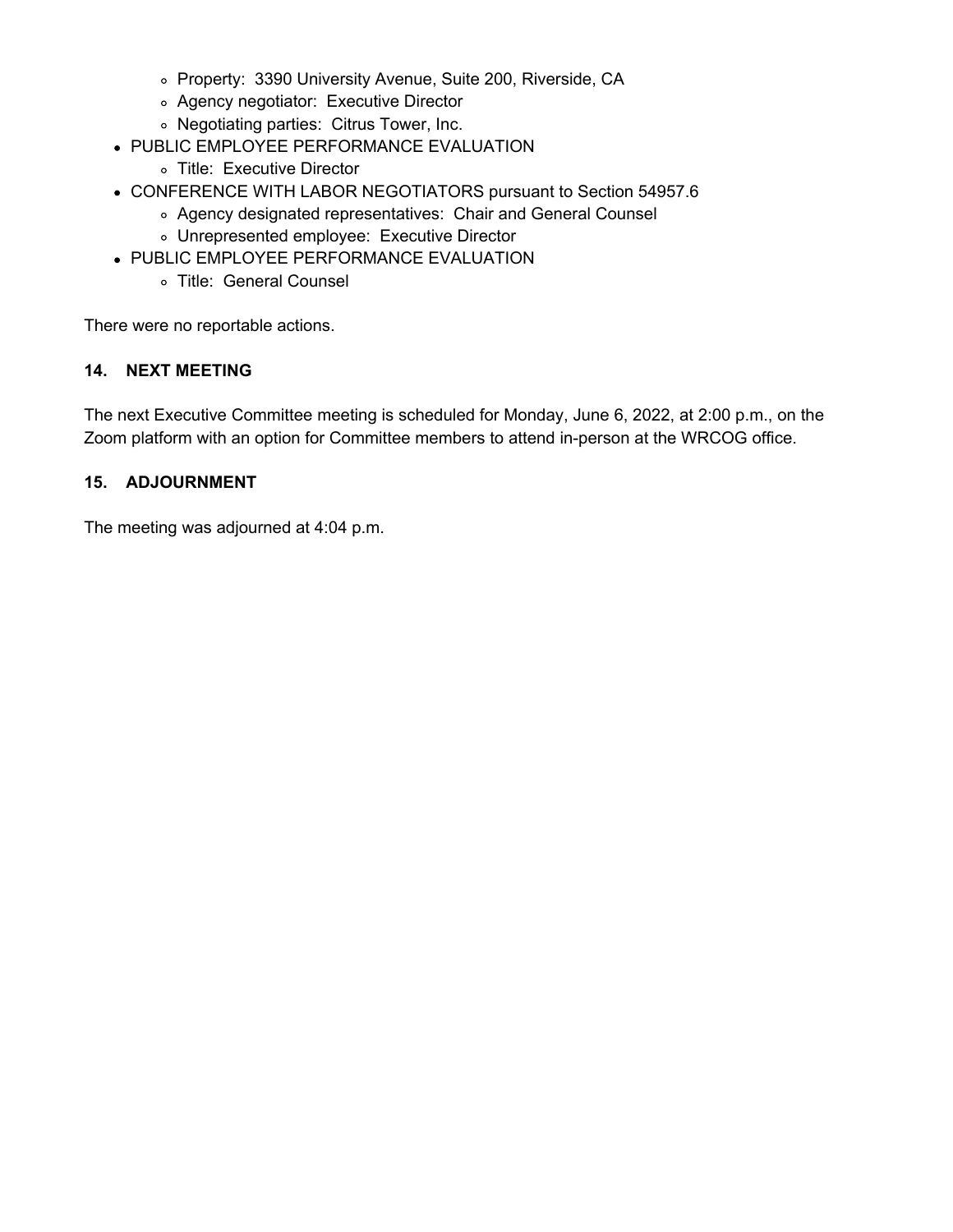- Property: 3390 University Avenue, Suite 200, Riverside, CA
    - Agency negotiator: Executive Director
    - Negotiating parties: Citrus Tower, Inc.
- PUBLIC EMPLOYEE PERFORMANCE EVALUATION
    - Title: Executive Director
- CONFERENCE WITH LABOR NEGOTIATORS pursuant to Section 54957.6
    - Agency designated representatives: Chair and General Counsel
    - Unrepresented employee: Executive Director
- PUBLIC EMPLOYEE PERFORMANCE EVALUATION
    - Title: General Counsel

There were no reportable actions.

**14. NEXT MEETING**

The next Executive Committee meeting is scheduled for Monday, June 6, 2022, at 2:00 p.m., on the Zoom platform with an option for Committee members to attend in-person at the WRCOG office.

**15. ADJOURNMENT**

The meeting was adjourned at 4:04 p.m.